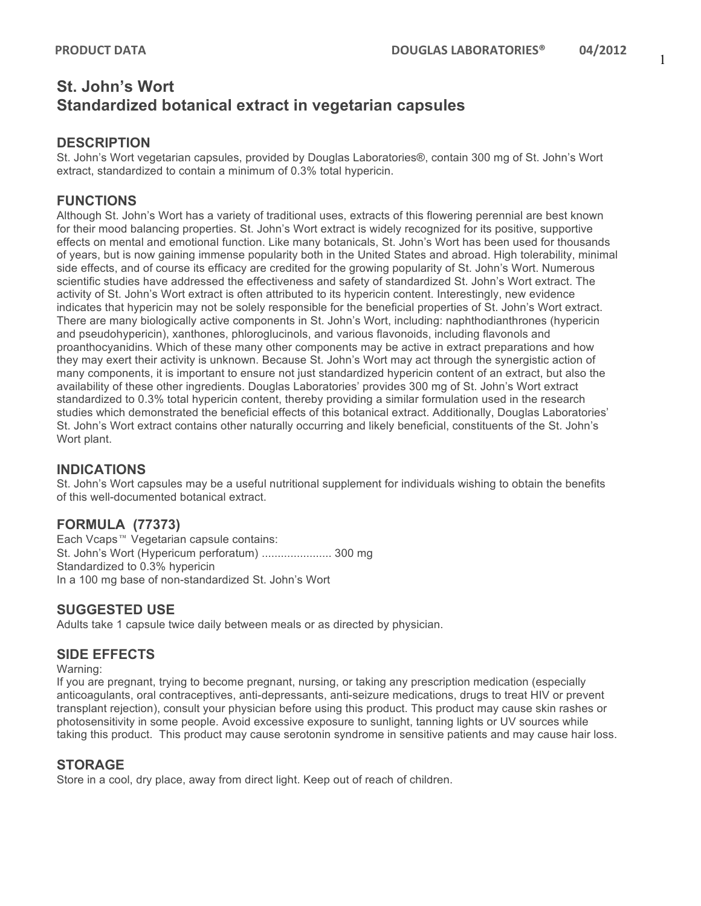# St. John's Wort
## Standardized botanical extract in vegetarian capsules

### DESCRIPTION

St. John's Wort vegetarian capsules, provided by Douglas Laboratories®, contain 300 mg of St. John's Wort extract, standardized to contain a minimum of 0.3% total hypericin.

### FUNCTIONS

Although St. John's Wort has a variety of traditional uses, extracts of this flowering perennial are best known for their mood balancing properties. St. John's Wort extract is widely recognized for its positive, supportive effects on mental and emotional function. Like many botanicals, St. John's Wort has been used for thousands of years, but is now gaining immense popularity both in the United States and abroad. High tolerability, minimal side effects, and of course its efficacy are credited for the growing popularity of St. John's Wort. Numerous scientific studies have addressed the effectiveness and safety of standardized St. John's Wort extract. The activity of St. John's Wort extract is often attributed to its hypericin content. Interestingly, new evidence indicates that hypericin may not be solely responsible for the beneficial properties of St. John's Wort extract. There are many biologically active components in St. John's Wort, including: naphthodianthrones (hypericin and pseudohypericin), xanthones, phloroglucinols, and various flavonoids, including flavonols and proanthocyanidins. Which of these many other components may be active in extract preparations and how they may exert their activity is unknown. Because St. John's Wort may act through the synergistic action of many components, it is important to ensure not just standardized hypericin content of an extract, but also the availability of these other ingredients. Douglas Laboratories' provides 300 mg of St. John's Wort extract standardized to 0.3% total hypericin content, thereby providing a similar formulation used in the research studies which demonstrated the beneficial effects of this botanical extract. Additionally, Douglas Laboratories' St. John's Wort extract contains other naturally occurring and likely beneficial, constituents of the St. John's Wort plant.

### INDICATIONS

St. John's Wort capsules may be a useful nutritional supplement for individuals wishing to obtain the benefits of this well-documented botanical extract.

### FORMULA (77373)

Each Vcaps™ Vegetarian capsule contains:
St. John's Wort (Hypericum perforatum) ...................... 300 mg
Standardized to 0.3% hypericin
In a 100 mg base of non-standardized St. John's Wort

### SUGGESTED USE

Adults take 1 capsule twice daily between meals or as directed by physician.

### SIDE EFFECTS

Warning:
If you are pregnant, trying to become pregnant, nursing, or taking any prescription medication (especially anticoagulants, oral contraceptives, anti-depressants, anti-seizure medications, drugs to treat HIV or prevent transplant rejection), consult your physician before using this product. This product may cause skin rashes or photosensitivity in some people. Avoid excessive exposure to sunlight, tanning lights or UV sources while taking this product. This product may cause serotonin syndrome in sensitive patients and may cause hair loss.

### STORAGE

Store in a cool, dry place, away from direct light. Keep out of reach of children.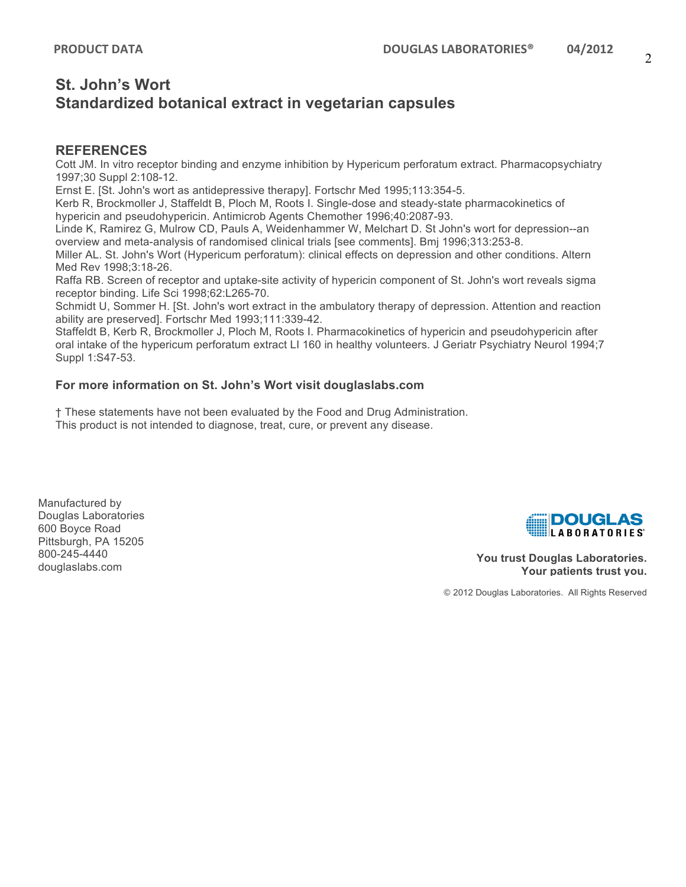# St. John's Wort
## Standardized botanical extract in vegetarian capsules

## REFERENCES

Cott JM. In vitro receptor binding and enzyme inhibition by Hypericum perforatum extract. Pharmacopsychiatry 1997;30 Suppl 2:108-12.

Ernst E. [St. John's wort as antidepressive therapy]. Fortschr Med 1995;113:354-5.

Kerb R, Brockmoller J, Staffeldt B, Ploch M, Roots I. Single-dose and steady-state pharmacokinetics of hypericin and pseudohypericin. Antimicrob Agents Chemother 1996;40:2087-93.

Linde K, Ramirez G, Mulrow CD, Pauls A, Weidenhammer W, Melchart D. St John's wort for depression--an overview and meta-analysis of randomised clinical trials [see comments]. Bmj 1996;313:253-8.

Miller AL. St. John's Wort (Hypericum perforatum): clinical effects on depression and other conditions. Altern Med Rev 1998;3:18-26.

Raffa RB. Screen of receptor and uptake-site activity of hypericin component of St. John's wort reveals sigma receptor binding. Life Sci 1998;62:L265-70.

Schmidt U, Sommer H. [St. John's wort extract in the ambulatory therapy of depression. Attention and reaction ability are preserved]. Fortschr Med 1993;111:339-42.

Staffeldt B, Kerb R, Brockmoller J, Ploch M, Roots I. Pharmacokinetics of hypericin and pseudohypericin after oral intake of the hypericum perforatum extract LI 160 in healthy volunteers. J Geriatr Psychiatry Neurol 1994;7 Suppl 1:S47-53.

**For more information on St. John's Wort visit douglaslabs.com**

† These statements have not been evaluated by the Food and Drug Administration.
This product is not intended to diagnose, treat, cure, or prevent any disease.

Manufactured by
Douglas Laboratories
600 Boyce Road
Pittsburgh, PA 15205
800-245-4440
douglaslabs.com

DOUGLAS LABORATORIES®

**You trust Douglas Laboratories.
Your patients trust you.**

© 2012 Douglas Laboratories. All Rights Reserved